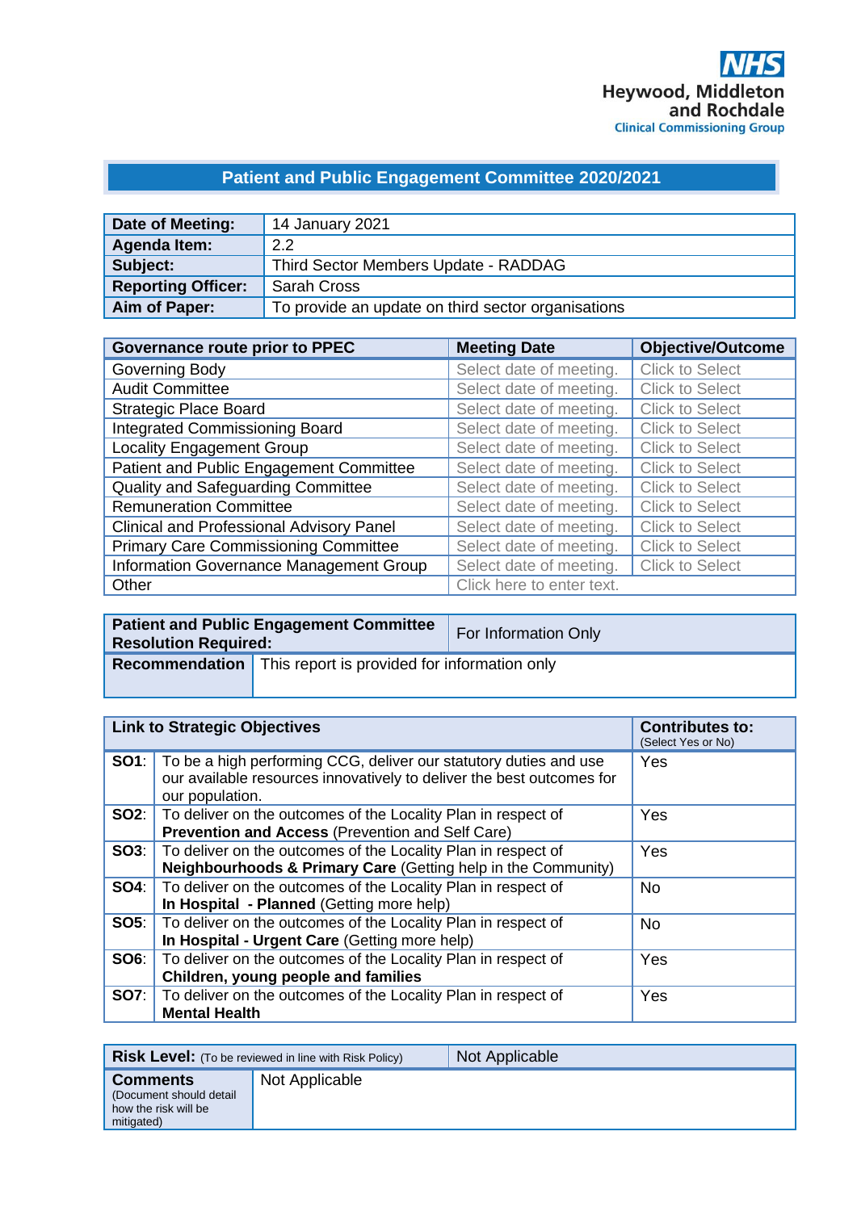NHS
Heywood, Middleton and Rochdale
Clinical Commissioning Group

## Patient and Public Engagement Committee 2020/2021

| **Date of Meeting:** | 14 January 2021 |
|---|---|
| **Agenda Item:** | 2.2 |
| **Subject:** | Third Sector Members Update - RADDAG |
| **Reporting Officer:** | Sarah Cross |
| **Aim of Paper:** | To provide an update on third sector organisations |

| **Governance route prior to PPEC** | **Meeting Date** | **Objective/Outcome** |
|---|---|---|
| Governing Body | Select date of meeting. | Click to Select |
| Audit Committee | Select date of meeting. | Click to Select |
| Strategic Place Board | Select date of meeting. | Click to Select |
| Integrated Commissioning Board | Select date of meeting. | Click to Select |
| Locality Engagement Group | Select date of meeting. | Click to Select |
| Patient and Public Engagement Committee | Select date of meeting. | Click to Select |
| Quality and Safeguarding Committee | Select date of meeting. | Click to Select |
| Remuneration Committee | Select date of meeting. | Click to Select |
| Clinical and Professional Advisory Panel | Select date of meeting. | Click to Select |
| Primary Care Commissioning Committee | Select date of meeting. | Click to Select |
| Information Governance Management Group | Select date of meeting. | Click to Select |
| Other | Click here to enter text. | |

| **Patient and Public Engagement Committee Resolution Required:** | For Information Only |
|---|---|
| **Recommendation** | This report is provided for information only |

| **Link to Strategic Objectives** | | **Contributes to:** (Select Yes or No) |
|---|---|---|
| **SO1**: | To be a high performing CCG, deliver our statutory duties and use our available resources innovatively to deliver the best outcomes for our population. | Yes |
| **SO2**: | To deliver on the outcomes of the Locality Plan in respect of **Prevention and Access** (Prevention and Self Care) | Yes |
| **SO3**: | To deliver on the outcomes of the Locality Plan in respect of **Neighbourhoods & Primary Care** (Getting help in the Community) | Yes |
| **SO4**: | To deliver on the outcomes of the Locality Plan in respect of **In Hospital - Planned** (Getting more help) | No |
| **SO5**: | To deliver on the outcomes of the Locality Plan in respect of **In Hospital - Urgent Care** (Getting more help) | No |
| **SO6**: | To deliver on the outcomes of the Locality Plan in respect of **Children, young people and families** | Yes |
| **SO7**: | To deliver on the outcomes of the Locality Plan in respect of **Mental Health** | Yes |

| **Risk Level:** (To be reviewed in line with Risk Policy) | Not Applicable |
|---|---|
| **Comments** (Document should detail how the risk will be mitigated) | Not Applicable |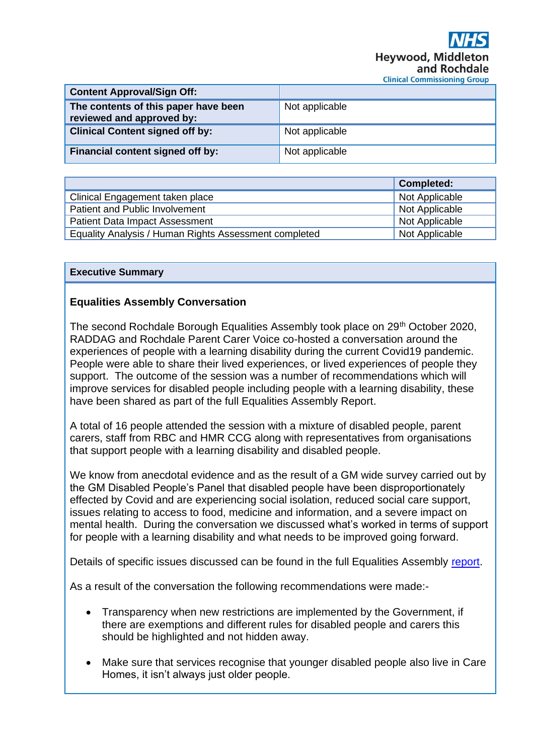| Content Approval/Sign Off: | |
|---|---|
| The contents of this paper have been reviewed and approved by: | Not applicable |
| Clinical Content signed off by: | Not applicable |
| Financial content signed off by: | Not applicable |

| | Completed: |
|---|---|
| Clinical Engagement taken place | Not Applicable |
| Patient and Public Involvement | Not Applicable |
| Patient Data Impact Assessment | Not Applicable |
| Equality Analysis / Human Rights Assessment completed | Not Applicable |

## Executive Summary

### Equalities Assembly Conversation

The second Rochdale Borough Equalities Assembly took place on 29th October 2020, RADDAG and Rochdale Parent Carer Voice co-hosted a conversation around the experiences of people with a learning disability during the current Covid19 pandemic. People were able to share their lived experiences, or lived experiences of people they support. The outcome of the session was a number of recommendations which will improve services for disabled people including people with a learning disability, these have been shared as part of the full Equalities Assembly Report.

A total of 16 people attended the session with a mixture of disabled people, parent carers, staff from RBC and HMR CCG along with representatives from organisations that support people with a learning disability and disabled people.

We know from anecdotal evidence and as the result of a GM wide survey carried out by the GM Disabled People's Panel that disabled people have been disproportionately effected by Covid and are experiencing social isolation, reduced social care support, issues relating to access to food, medicine and information, and a severe impact on mental health. During the conversation we discussed what's worked in terms of support for people with a learning disability and what needs to be improved going forward.

Details of specific issues discussed can be found in the full Equalities Assembly report.

As a result of the conversation the following recommendations were made:-

- Transparency when new restrictions are implemented by the Government, if there are exemptions and different rules for disabled people and carers this should be highlighted and not hidden away.
- Make sure that services recognise that younger disabled people also live in Care Homes, it isn't always just older people.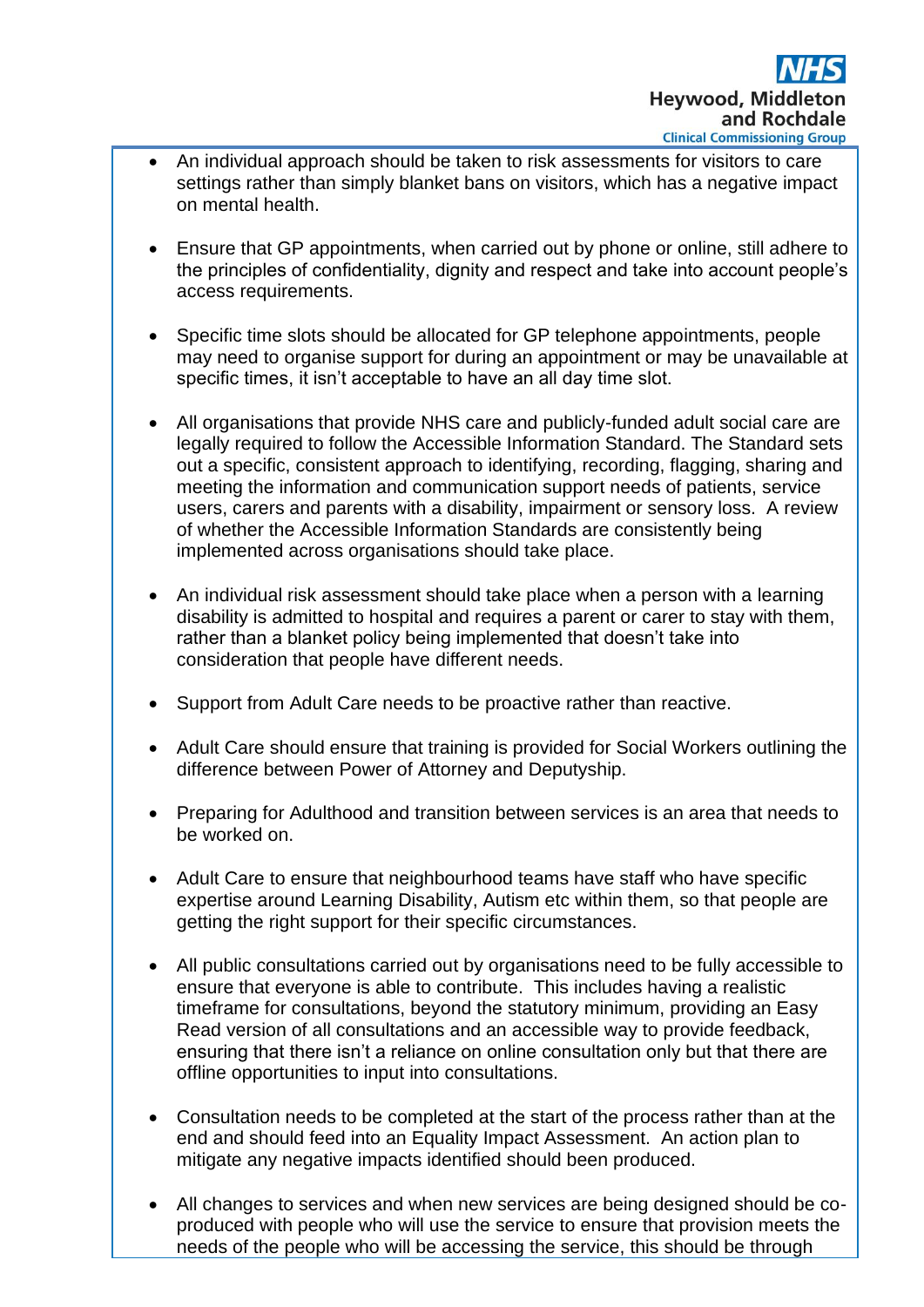- An individual approach should be taken to risk assessments for visitors to care settings rather than simply blanket bans on visitors, which has a negative impact on mental health.

- Ensure that GP appointments, when carried out by phone or online, still adhere to the principles of confidentiality, dignity and respect and take into account people's access requirements.

- Specific time slots should be allocated for GP telephone appointments, people may need to organise support for during an appointment or may be unavailable at specific times, it isn't acceptable to have an all day time slot.

- All organisations that provide NHS care and publicly-funded adult social care are legally required to follow the Accessible Information Standard. The Standard sets out a specific, consistent approach to identifying, recording, flagging, sharing and meeting the information and communication support needs of patients, service users, carers and parents with a disability, impairment or sensory loss. A review of whether the Accessible Information Standards are consistently being implemented across organisations should take place.

- An individual risk assessment should take place when a person with a learning disability is admitted to hospital and requires a parent or carer to stay with them, rather than a blanket policy being implemented that doesn't take into consideration that people have different needs.

- Support from Adult Care needs to be proactive rather than reactive.

- Adult Care should ensure that training is provided for Social Workers outlining the difference between Power of Attorney and Deputyship.

- Preparing for Adulthood and transition between services is an area that needs to be worked on.

- Adult Care to ensure that neighbourhood teams have staff who have specific expertise around Learning Disability, Autism etc within them, so that people are getting the right support for their specific circumstances.

- All public consultations carried out by organisations need to be fully accessible to ensure that everyone is able to contribute. This includes having a realistic timeframe for consultations, beyond the statutory minimum, providing an Easy Read version of all consultations and an accessible way to provide feedback, ensuring that there isn't a reliance on online consultation only but that there are offline opportunities to input into consultations.

- Consultation needs to be completed at the start of the process rather than at the end and should feed into an Equality Impact Assessment. An action plan to mitigate any negative impacts identified should been produced.

- All changes to services and when new services are being designed should be co-produced with people who will use the service to ensure that provision meets the needs of the people who will be accessing the service, this should be through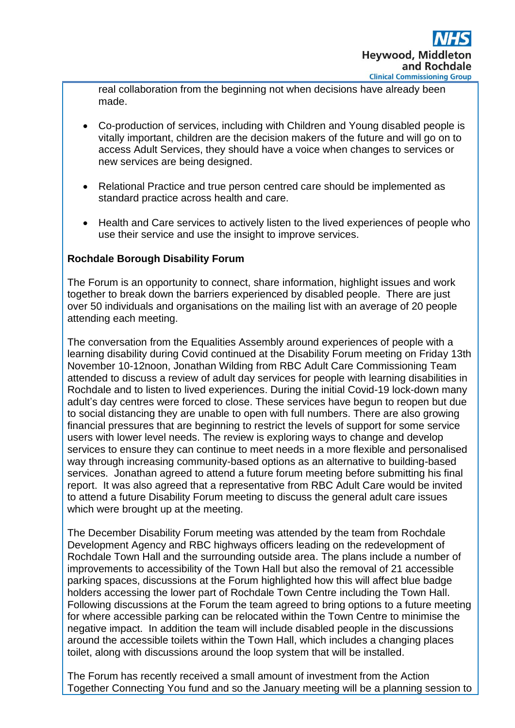real collaboration from the beginning not when decisions have already been made.

- Co-production of services, including with Children and Young disabled people is vitally important, children are the decision makers of the future and will go on to access Adult Services, they should have a voice when changes to services or new services are being designed.

- Relational Practice and true person centred care should be implemented as standard practice across health and care.

- Health and Care services to actively listen to the lived experiences of people who use their service and use the insight to improve services.

**Rochdale Borough Disability Forum**

The Forum is an opportunity to connect, share information, highlight issues and work together to break down the barriers experienced by disabled people. There are just over 50 individuals and organisations on the mailing list with an average of 20 people attending each meeting.

The conversation from the Equalities Assembly around experiences of people with a learning disability during Covid continued at the Disability Forum meeting on Friday 13th November 10-12noon, Jonathan Wilding from RBC Adult Care Commissioning Team attended to discuss a review of adult day services for people with learning disabilities in Rochdale and to listen to lived experiences. During the initial Covid-19 lock-down many adult's day centres were forced to close. These services have begun to reopen but due to social distancing they are unable to open with full numbers. There are also growing financial pressures that are beginning to restrict the levels of support for some service users with lower level needs. The review is exploring ways to change and develop services to ensure they can continue to meet needs in a more flexible and personalised way through increasing community-based options as an alternative to building-based services. Jonathan agreed to attend a future forum meeting before submitting his final report. It was also agreed that a representative from RBC Adult Care would be invited to attend a future Disability Forum meeting to discuss the general adult care issues which were brought up at the meeting.

The December Disability Forum meeting was attended by the team from Rochdale Development Agency and RBC highways officers leading on the redevelopment of Rochdale Town Hall and the surrounding outside area. The plans include a number of improvements to accessibility of the Town Hall but also the removal of 21 accessible parking spaces, discussions at the Forum highlighted how this will affect blue badge holders accessing the lower part of Rochdale Town Centre including the Town Hall. Following discussions at the Forum the team agreed to bring options to a future meeting for where accessible parking can be relocated within the Town Centre to minimise the negative impact. In addition the team will include disabled people in the discussions around the accessible toilets within the Town Hall, which includes a changing places toilet, along with discussions around the loop system that will be installed.

The Forum has recently received a small amount of investment from the Action Together Connecting You fund and so the January meeting will be a planning session to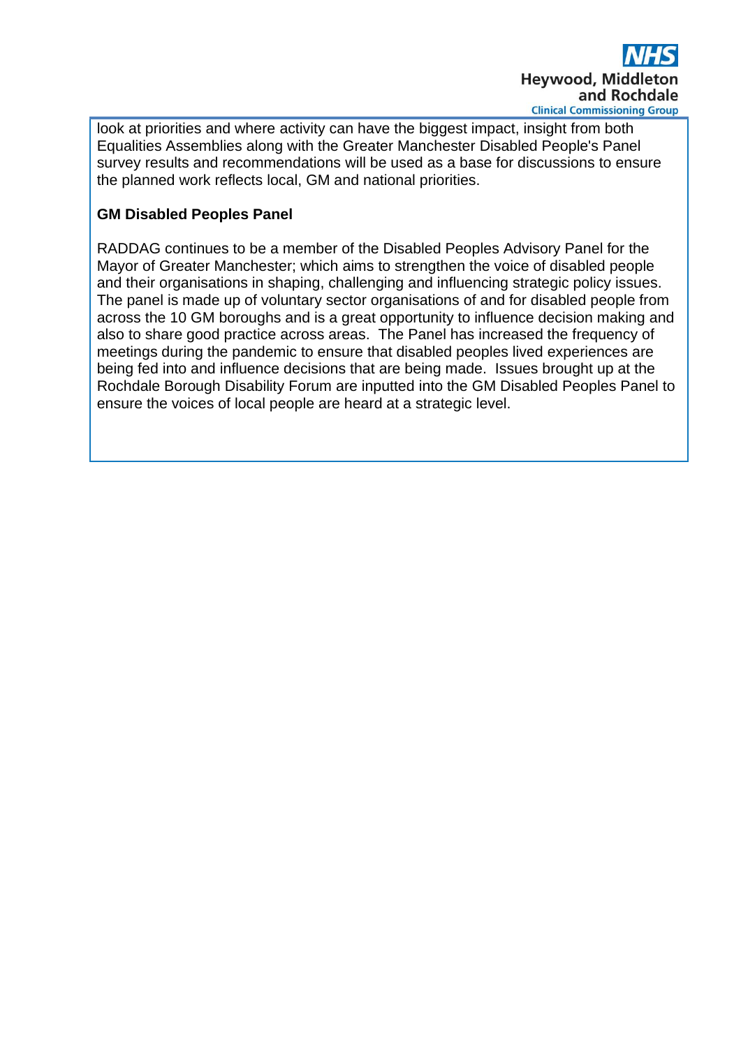look at priorities and where activity can have the biggest impact, insight from both Equalities Assemblies along with the Greater Manchester Disabled People's Panel survey results and recommendations will be used as a base for discussions to ensure the planned work reflects local, GM and national priorities.

**GM Disabled Peoples Panel**

RADDAG continues to be a member of the Disabled Peoples Advisory Panel for the Mayor of Greater Manchester; which aims to strengthen the voice of disabled people and their organisations in shaping, challenging and influencing strategic policy issues. The panel is made up of voluntary sector organisations of and for disabled people from across the 10 GM boroughs and is a great opportunity to influence decision making and also to share good practice across areas. The Panel has increased the frequency of meetings during the pandemic to ensure that disabled peoples lived experiences are being fed into and influence decisions that are being made. Issues brought up at the Rochdale Borough Disability Forum are inputted into the GM Disabled Peoples Panel to ensure the voices of local people are heard at a strategic level.